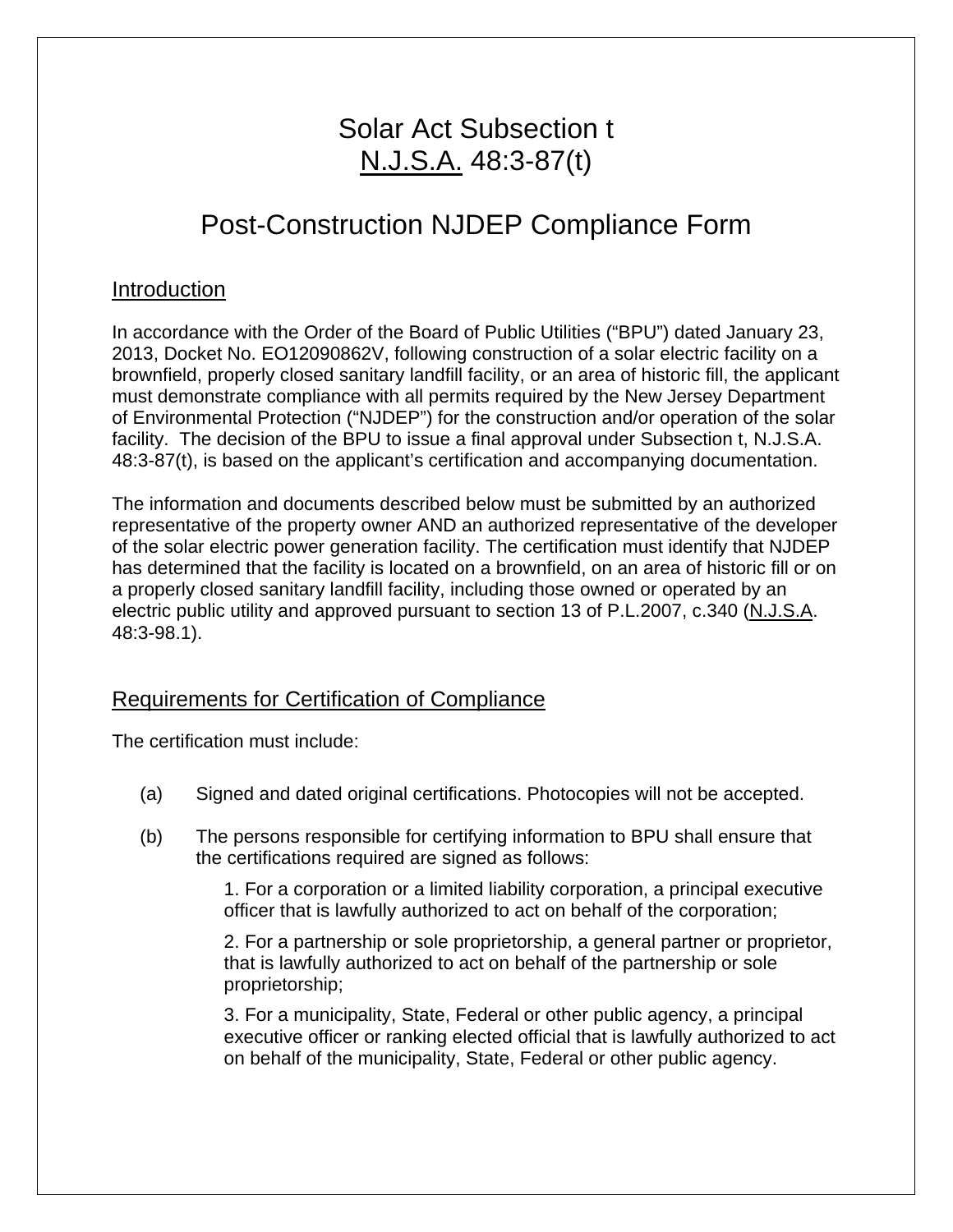# Solar Act Subsection t
# N.J.S.A. 48:3-87(t)

# Post-Construction NJDEP Compliance Form

## Introduction

In accordance with the Order of the Board of Public Utilities ("BPU") dated January 23, 2013, Docket No. EO12090862V, following construction of a solar electric facility on a brownfield, properly closed sanitary landfill facility, or an area of historic fill, the applicant must demonstrate compliance with all permits required by the New Jersey Department of Environmental Protection ("NJDEP") for the construction and/or operation of the solar facility. The decision of the BPU to issue a final approval under Subsection t, N.J.S.A. 48:3-87(t), is based on the applicant's certification and accompanying documentation.

The information and documents described below must be submitted by an authorized representative of the property owner AND an authorized representative of the developer of the solar electric power generation facility. The certification must identify that NJDEP has determined that the facility is located on a brownfield, on an area of historic fill or on a properly closed sanitary landfill facility, including those owned or operated by an electric public utility and approved pursuant to section 13 of P.L.2007, c.340 (N.J.S.A. 48:3-98.1).

## Requirements for Certification of Compliance

The certification must include:

(a) Signed and dated original certifications. Photocopies will not be accepted.

(b) The persons responsible for certifying information to BPU shall ensure that the certifications required are signed as follows:

1. For a corporation or a limited liability corporation, a principal executive officer that is lawfully authorized to act on behalf of the corporation;

2. For a partnership or sole proprietorship, a general partner or proprietor, that is lawfully authorized to act on behalf of the partnership or sole proprietorship;

3. For a municipality, State, Federal or other public agency, a principal executive officer or ranking elected official that is lawfully authorized to act on behalf of the municipality, State, Federal or other public agency.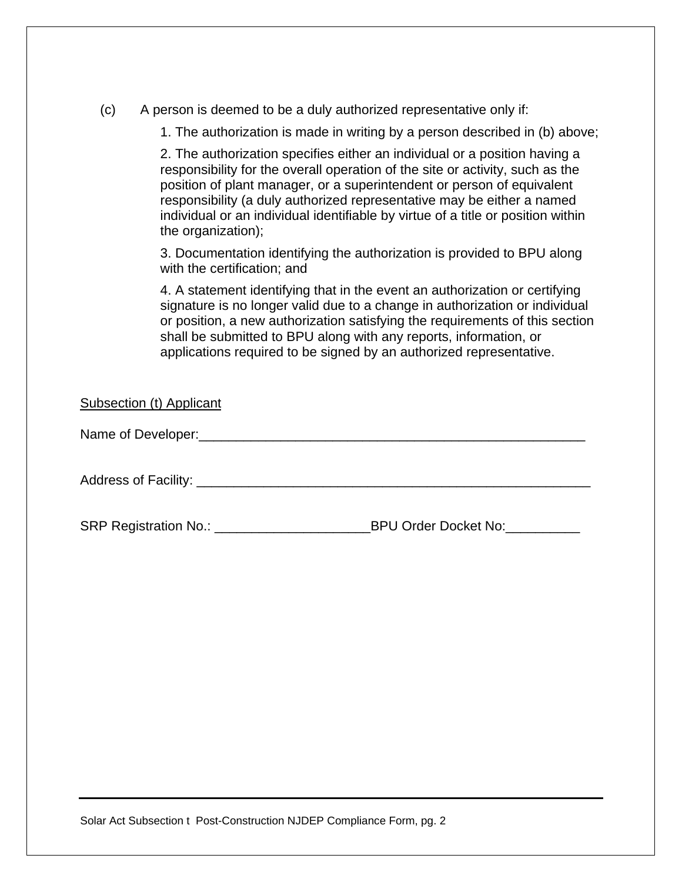(c) A person is deemed to be a duly authorized representative only if:

1. The authorization is made in writing by a person described in (b) above;

2. The authorization specifies either an individual or a position having a responsibility for the overall operation of the site or activity, such as the position of plant manager, or a superintendent or person of equivalent responsibility (a duly authorized representative may be either a named individual or an individual identifiable by virtue of a title or position within the organization);

3. Documentation identifying the authorization is provided to BPU along with the certification; and

4. A statement identifying that in the event an authorization or certifying signature is no longer valid due to a change in authorization or individual or position, a new authorization satisfying the requirements of this section shall be submitted to BPU along with any reports, information, or applications required to be signed by an authorized representative.

<u>Subsection (t) Applicant</u>

Name of Developer:_____________________________________________________

Address of Facility: ______________________________________________________

SRP Registration No.: _____________________BPU Order Docket No:__________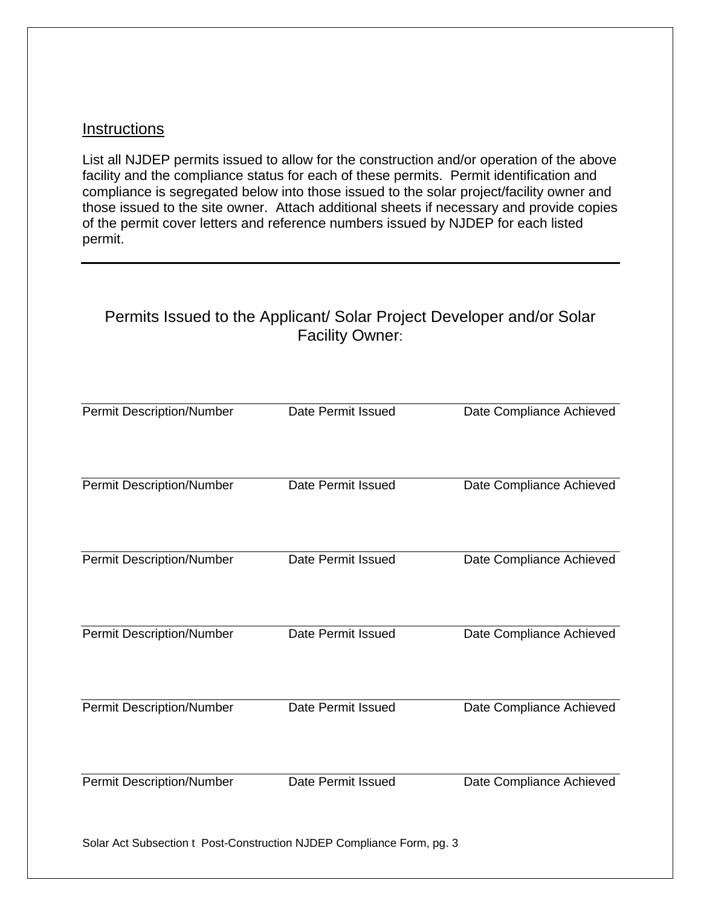## Instructions

List all NJDEP permits issued to allow for the construction and/or operation of the above facility and the compliance status for each of these permits. Permit identification and compliance is segregated below into those issued to the solar project/facility owner and those issued to the site owner. Attach additional sheets if necessary and provide copies of the permit cover letters and reference numbers issued by NJDEP for each listed permit.

---

### Permits Issued to the Applicant/ Solar Project Developer and/or Solar Facility Owner:

| Permit Description/Number | Date Permit Issued | Date Compliance Achieved |
|---|---|---|
| | | |

| Permit Description/Number | Date Permit Issued | Date Compliance Achieved |
|---|---|---|
| | | |

| Permit Description/Number | Date Permit Issued | Date Compliance Achieved |
|---|---|---|
| | | |

| Permit Description/Number | Date Permit Issued | Date Compliance Achieved |
|---|---|---|
| | | |

| Permit Description/Number | Date Permit Issued | Date Compliance Achieved |
|---|---|---|
| | | |

| Permit Description/Number | Date Permit Issued | Date Compliance Achieved |
|---|---|---|
| | | |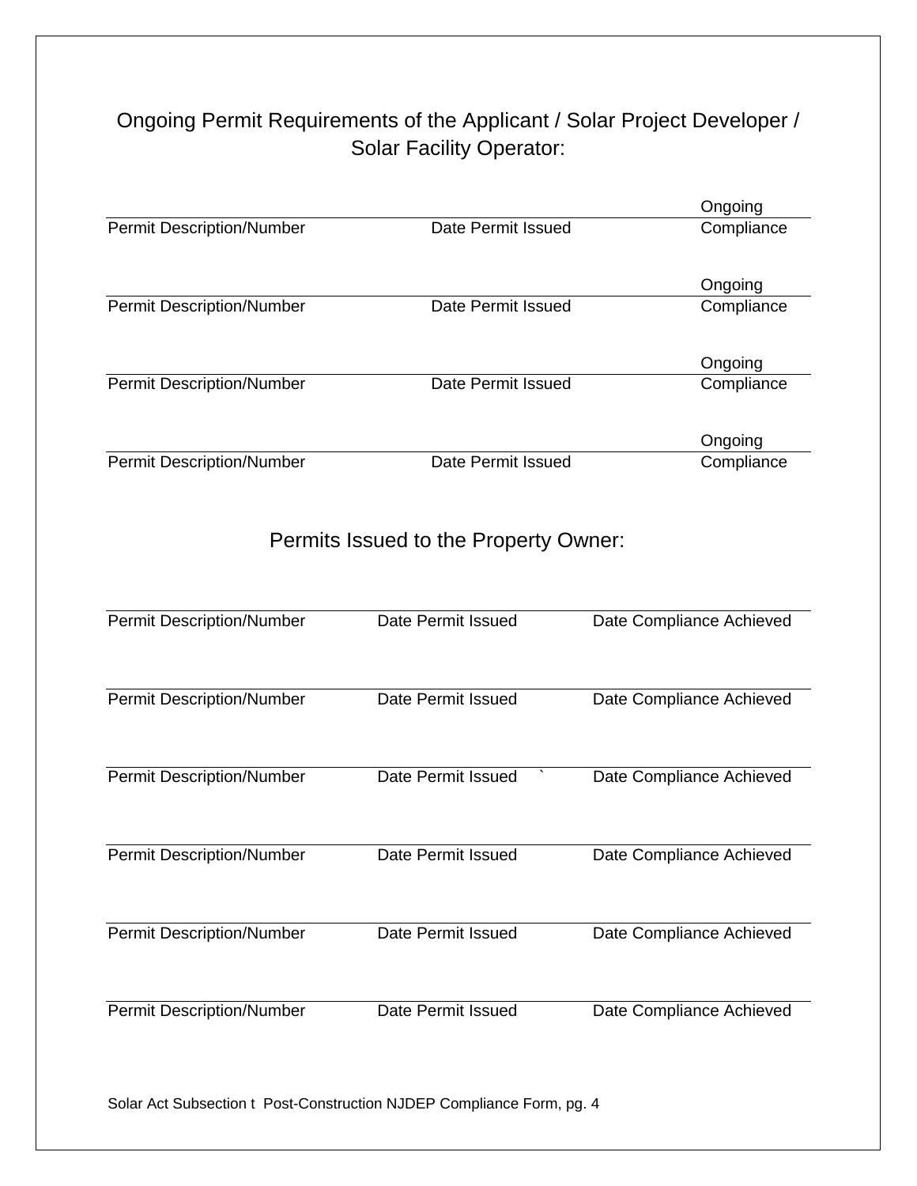## Ongoing Permit Requirements of the Applicant / Solar Project Developer / Solar Facility Operator:

| Permit Description/Number | Date Permit Issued | Ongoing Compliance |
|---|---|---|
| Permit Description/Number | Date Permit Issued | Ongoing Compliance |
| Permit Description/Number | Date Permit Issued | Ongoing Compliance |
| Permit Description/Number | Date Permit Issued | Ongoing Compliance |

## Permits Issued to the Property Owner:

| Permit Description/Number | Date Permit Issued | Date Compliance Achieved |
|---|---|---|
| Permit Description/Number | Date Permit Issued | Date Compliance Achieved |
| Permit Description/Number | Date Permit Issued ` | Date Compliance Achieved |
| Permit Description/Number | Date Permit Issued | Date Compliance Achieved |
| Permit Description/Number | Date Permit Issued | Date Compliance Achieved |
| Permit Description/Number | Date Permit Issued | Date Compliance Achieved |

Solar Act Subsection t Post-Construction NJDEP Compliance Form, pg. 4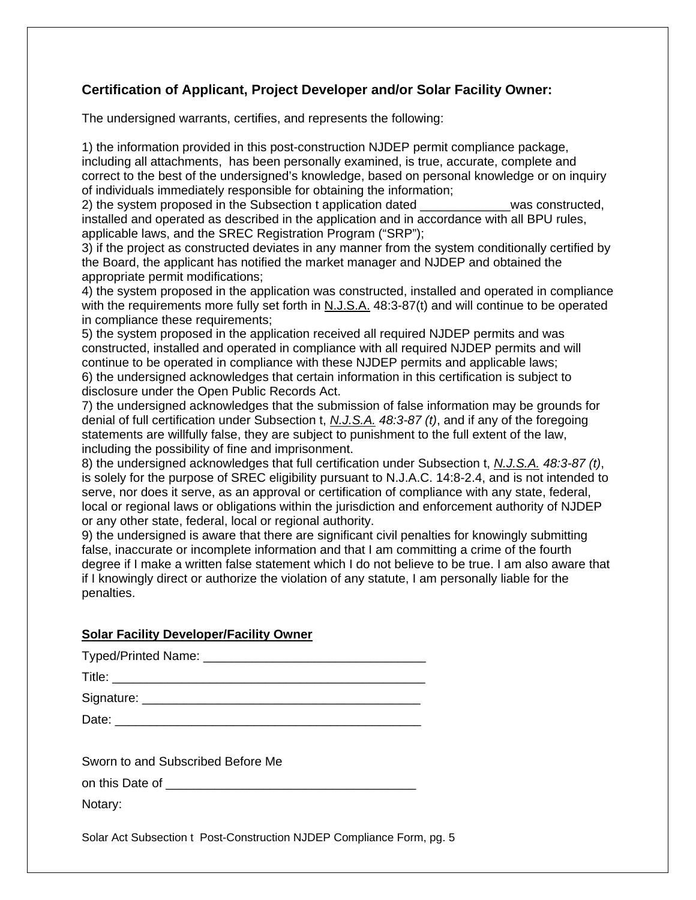## Certification of Applicant, Project Developer and/or Solar Facility Owner:

The undersigned warrants, certifies, and represents the following:

1) the information provided in this post-construction NJDEP permit compliance package, including all attachments, has been personally examined, is true, accurate, complete and correct to the best of the undersigned's knowledge, based on personal knowledge or on inquiry of individuals immediately responsible for obtaining the information;
2) the system proposed in the Subsection t application dated _____________was constructed, installed and operated as described in the application and in accordance with all BPU rules, applicable laws, and the SREC Registration Program ("SRP");
3) if the project as constructed deviates in any manner from the system conditionally certified by the Board, the applicant has notified the market manager and NJDEP and obtained the appropriate permit modifications;
4) the system proposed in the application was constructed, installed and operated in compliance with the requirements more fully set forth in N.J.S.A. 48:3-87(t) and will continue to be operated in compliance these requirements;
5) the system proposed in the application received all required NJDEP permits and was constructed, installed and operated in compliance with all required NJDEP permits and will continue to be operated in compliance with these NJDEP permits and applicable laws;
6) the undersigned acknowledges that certain information in this certification is subject to disclosure under the Open Public Records Act.
7) the undersigned acknowledges that the submission of false information may be grounds for denial of full certification under Subsection t, *N.J.S.A. 48:3-87 (t)*, and if any of the foregoing statements are willfully false, they are subject to punishment to the full extent of the law, including the possibility of fine and imprisonment.
8) the undersigned acknowledges that full certification under Subsection t, *N.J.S.A. 48:3-87 (t)*, is solely for the purpose of SREC eligibility pursuant to N.J.A.C. 14:8-2.4, and is not intended to serve, nor does it serve, as an approval or certification of compliance with any state, federal, local or regional laws or obligations within the jurisdiction and enforcement authority of NJDEP or any other state, federal, local or regional authority.
9) the undersigned is aware that there are significant civil penalties for knowingly submitting false, inaccurate or incomplete information and that I am committing a crime of the fourth degree if I make a written false statement which I do not believe to be true. I am also aware that if I knowingly direct or authorize the violation of any statute, I am personally liable for the penalties.

**Solar Facility Developer/Facility Owner**

Typed/Printed Name: ________________________________

Title: ______________________________________________

Signature: _________________________________________

Date: ______________________________________________

Sworn to and Subscribed Before Me

on this Date of ____________________________________

Notary:

Solar Act Subsection t Post-Construction NJDEP Compliance Form, pg. 5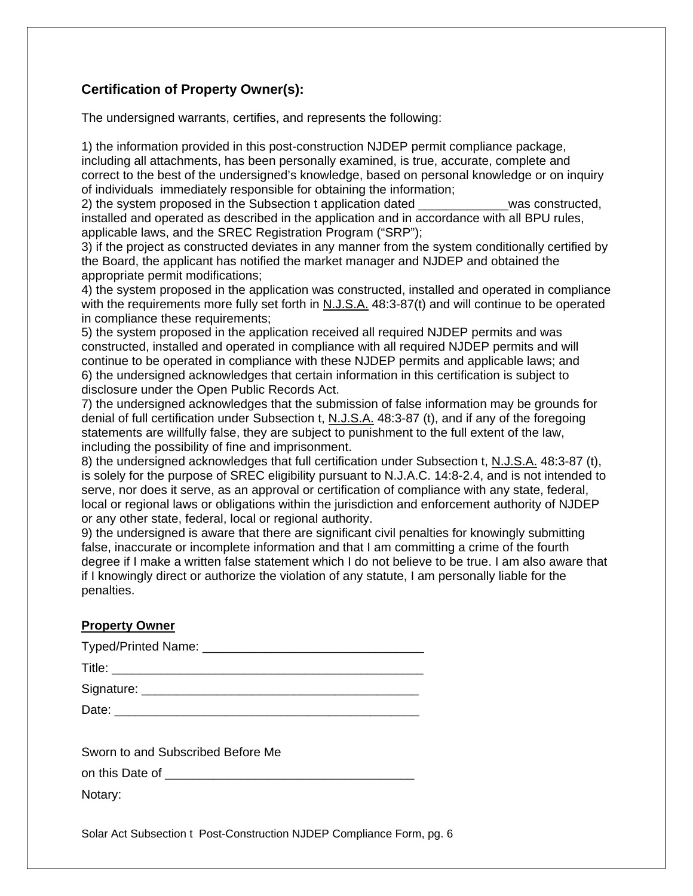**Certification of Property Owner(s):**

The undersigned warrants, certifies, and represents the following:

1) the information provided in this post-construction NJDEP permit compliance package, including all attachments, has been personally examined, is true, accurate, complete and correct to the best of the undersigned's knowledge, based on personal knowledge or on inquiry of individuals immediately responsible for obtaining the information;
2) the system proposed in the Subsection t application dated _____________was constructed, installed and operated as described in the application and in accordance with all BPU rules, applicable laws, and the SREC Registration Program ("SRP");
3) if the project as constructed deviates in any manner from the system conditionally certified by the Board, the applicant has notified the market manager and NJDEP and obtained the appropriate permit modifications;
4) the system proposed in the application was constructed, installed and operated in compliance with the requirements more fully set forth in N.J.S.A. 48:3-87(t) and will continue to be operated in compliance these requirements;
5) the system proposed in the application received all required NJDEP permits and was constructed, installed and operated in compliance with all required NJDEP permits and will continue to be operated in compliance with these NJDEP permits and applicable laws; and
6) the undersigned acknowledges that certain information in this certification is subject to disclosure under the Open Public Records Act.
7) the undersigned acknowledges that the submission of false information may be grounds for denial of full certification under Subsection t, N.J.S.A. 48:3-87 (t), and if any of the foregoing statements are willfully false, they are subject to punishment to the full extent of the law, including the possibility of fine and imprisonment.
8) the undersigned acknowledges that full certification under Subsection t, N.J.S.A. 48:3-87 (t), is solely for the purpose of SREC eligibility pursuant to N.J.A.C. 14:8-2.4, and is not intended to serve, nor does it serve, as an approval or certification of compliance with any state, federal, local or regional laws or obligations within the jurisdiction and enforcement authority of NJDEP or any other state, federal, local or regional authority.
9) the undersigned is aware that there are significant civil penalties for knowingly submitting false, inaccurate or incomplete information and that I am committing a crime of the fourth degree if I make a written false statement which I do not believe to be true. I am also aware that if I knowingly direct or authorize the violation of any statute, I am personally liable for the penalties.

**Property Owner**

Typed/Printed Name: ________________________________

Title: ____________________________________________

Signature: ________________________________________

Date: ____________________________________________

Sworn to and Subscribed Before Me

on this Date of ____________________________________

Notary:

Solar Act Subsection t Post-Construction NJDEP Compliance Form, pg. 6